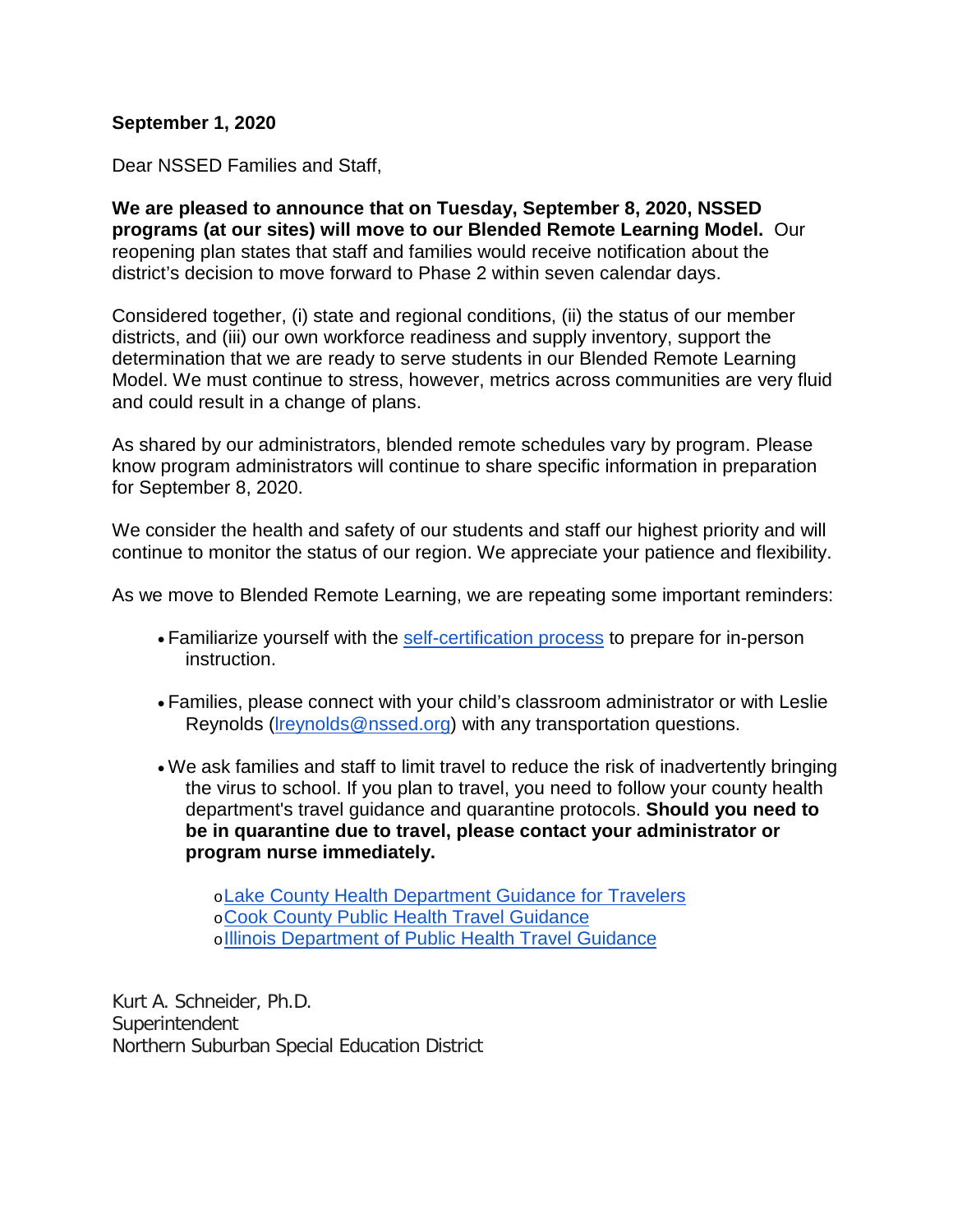**September 1, 2020**

Dear NSSED Families and Staff,

**We are pleased to announce that on Tuesday, September 8, 2020, NSSED programs (at our sites) will move to our Blended Remote Learning Model.** Our reopening plan states that staff and families would receive notification about the district's decision to move forward to Phase 2 within seven calendar days.

Considered together, (i) state and regional conditions, (ii) the status of our member districts, and (iii) our own workforce readiness and supply inventory, support the determination that we are ready to serve students in our Blended Remote Learning Model. We must continue to stress, however, metrics across communities are very fluid and could result in a change of plans.

As shared by our administrators, blended remote schedules vary by program. Please know program administrators will continue to share specific information in preparation for September 8, 2020.

We consider the health and safety of our students and staff our highest priority and will continue to monitor the status of our region. We appreciate your patience and flexibility.

As we move to Blended Remote Learning, we are repeating some important reminders:

- Familiarize yourself with the self-certification process to prepare for in-person instruction.
- Families, please connect with your child's classroom administrator or with Leslie Reynolds (lreynolds@nssed.org) with any transportation questions.
- We ask families and staff to limit travel to reduce the risk of inadvertently bringing the virus to school. If you plan to travel, you need to follow your county health department's travel guidance and quarantine protocols. **Should you need to be in quarantine due to travel, please contact your administrator or program nurse immediately.**
  - Lake County Health Department Guidance for Travelers
  - Cook County Public Health Travel Guidance
  - Illinois Department of Public Health Travel Guidance

Kurt A. Schneider, Ph.D.
Superintendent
Northern Suburban Special Education District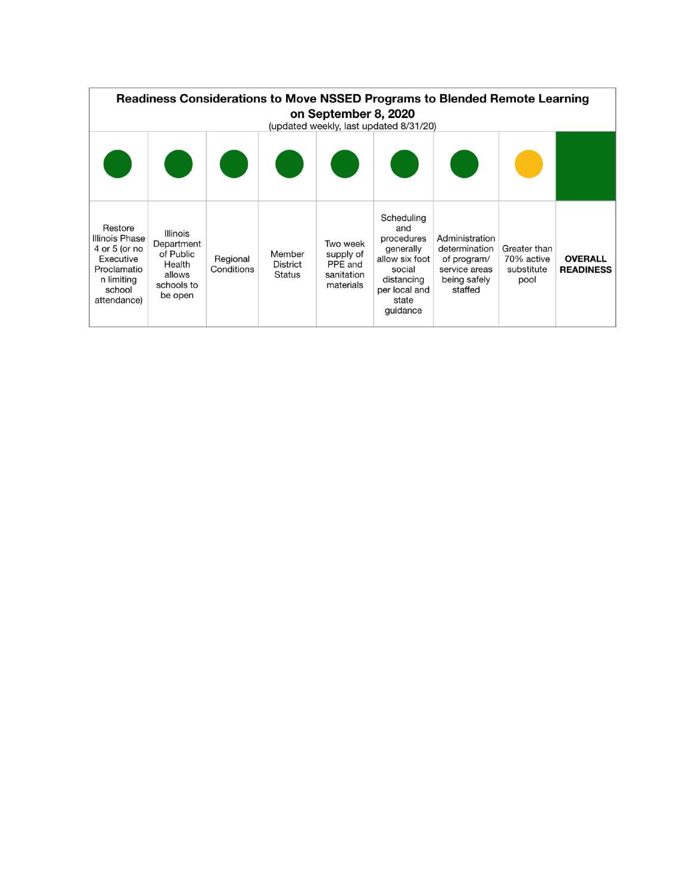**Readiness Considerations to Move NSSED Programs to Blended Remote Learning on September 8, 2020**

(updated weekly, last updated 8/31/20)

| Restore Illinois Phase 4 or 5 (or no Executive Proclamation limiting school attendance) | Illinois Department of Public Health allows schools to be open | Regional Conditions | Member District Status | Two week supply of PPE and sanitation materials | Scheduling and procedures generally allow six foot social distancing per local and state guidance | Administration determination of program/ service areas being safely staffed | Greater than 70% active substitute pool | **OVERALL READINESS** |
|---|---|---|---|---|---|---|---|---|